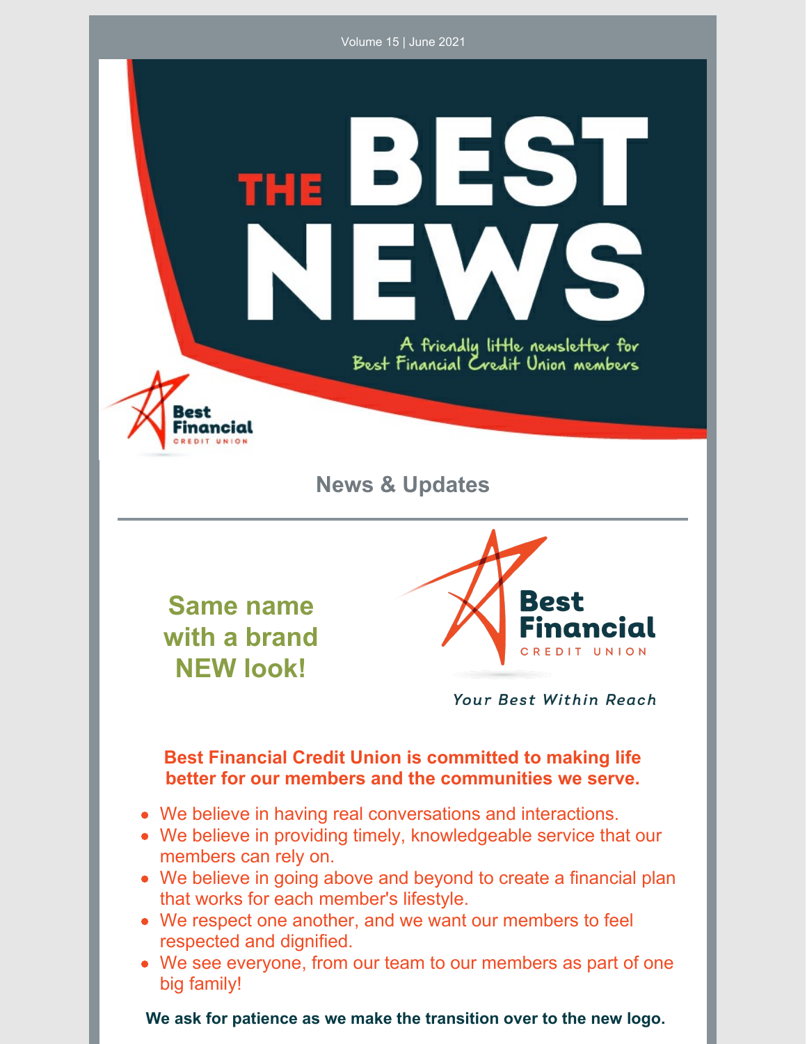Volume 15 | June 2021

# THE BEST NEWS

A friendly little newsletter for Best Financial Credit Union members

Best Financial CREDIT UNION

## News & Updates

### Same name with a brand NEW look!

Best Financial CREDIT UNION

*Your Best Within Reach*

**Best Financial Credit Union is committed to making life better for our members and the communities we serve.**

- We believe in having real conversations and interactions.
- We believe in providing timely, knowledgeable service that our members can rely on.
- We believe in going above and beyond to create a financial plan that works for each member's lifestyle.
- We respect one another, and we want our members to feel respected and dignified.
- We see everyone, from our team to our members as part of one big family!

**We ask for patience as we make the transition over to the new logo.**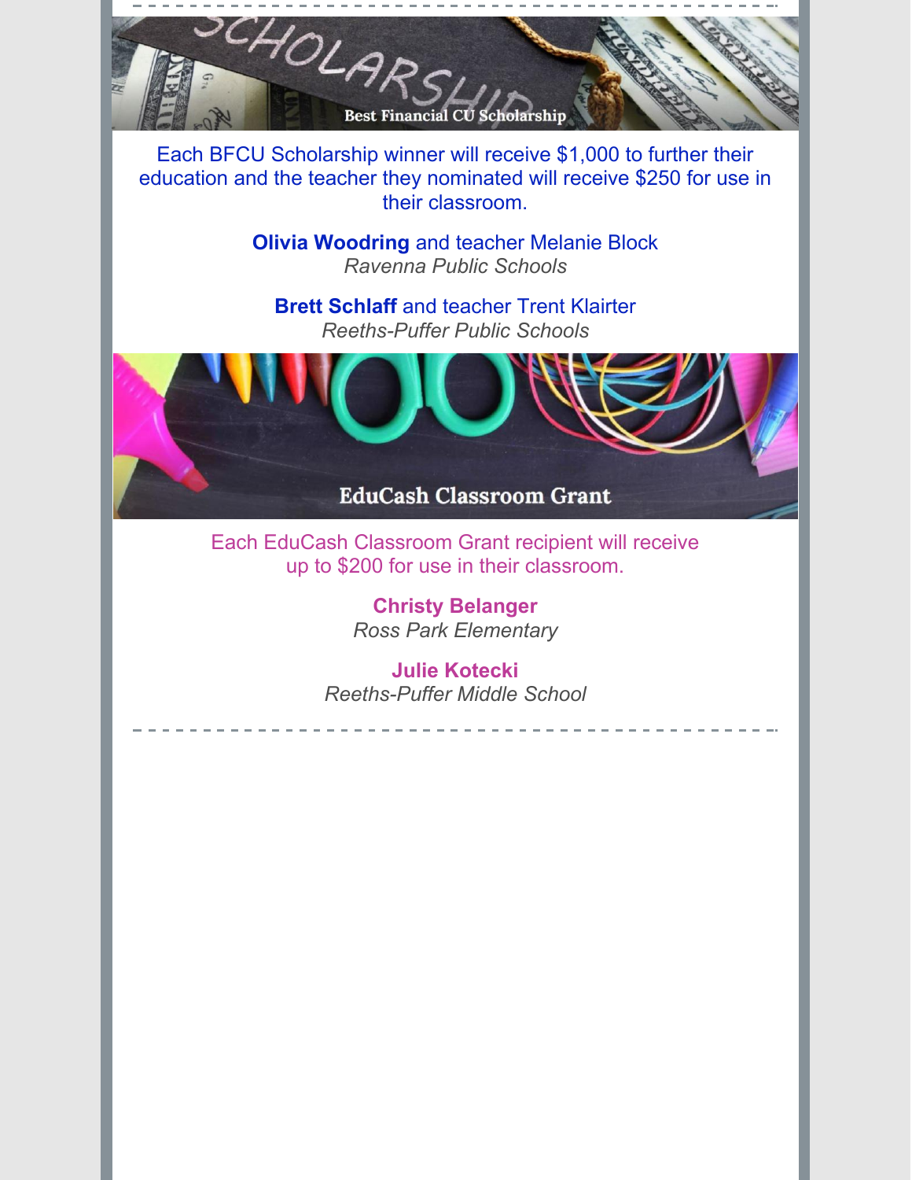## Best Financial CU Scholarship

Each BFCU Scholarship winner will receive $1,000 to further their education and the teacher they nominated will receive $250 for use in their classroom.

**Olivia Woodring** and teacher Melanie Block
*Ravenna Public Schools*

**Brett Schlaff** and teacher Trent Klairter
*Reeths-Puffer Public Schools*

## EduCash Classroom Grant

Each EduCash Classroom Grant recipient will receive up to $200 for use in their classroom.

**Christy Belanger**
*Ross Park Elementary*

**Julie Kotecki**
*Reeths-Puffer Middle School*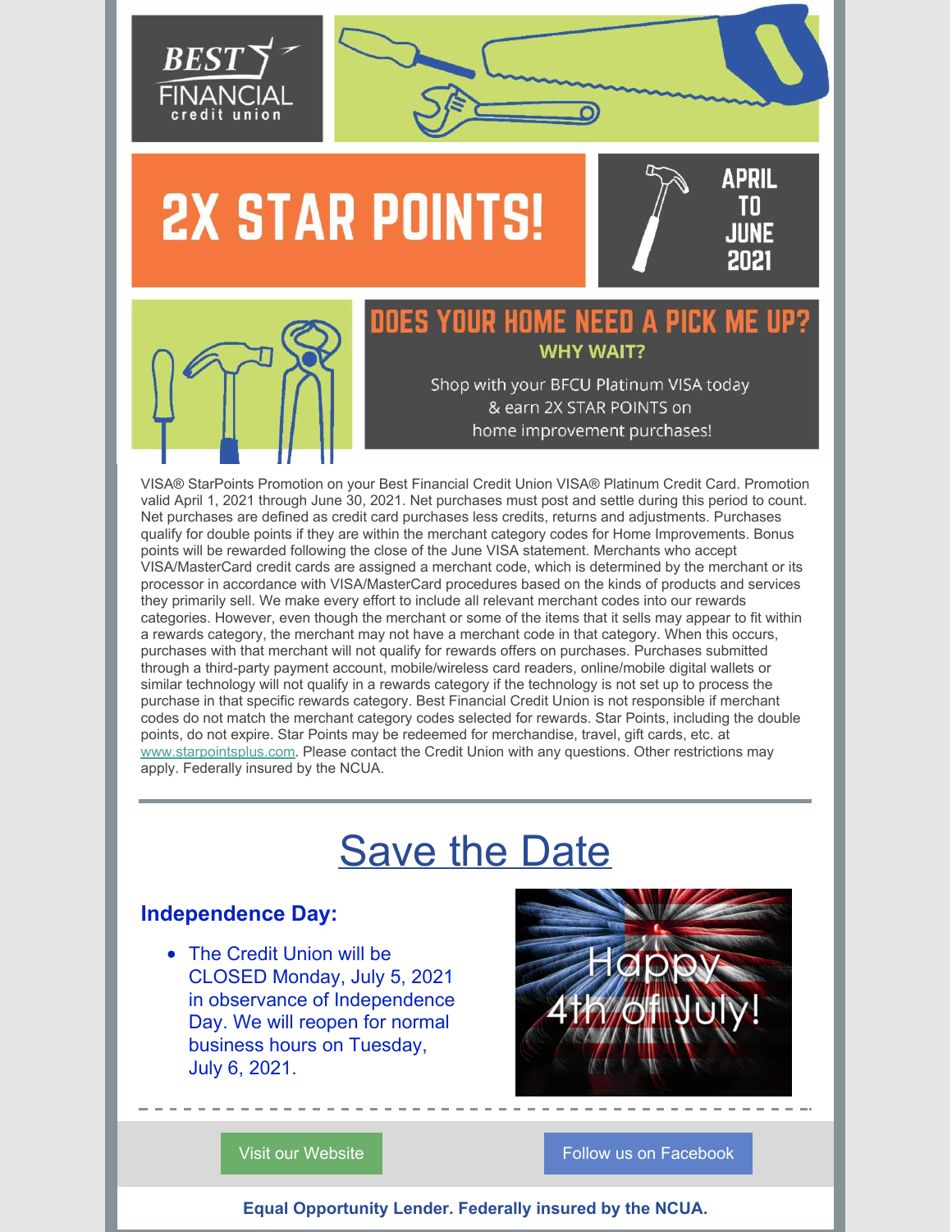BEST FINANCIAL credit union

# 2X STAR POINTS!

APRIL TO JUNE 2021

## DOES YOUR HOME NEED A PICK ME UP?

**WHY WAIT?**

Shop with your BFCU Platinum VISA today & earn 2X STAR POINTS on home improvement purchases!

VISA® StarPoints Promotion on your Best Financial Credit Union VISA® Platinum Credit Card. Promotion valid April 1, 2021 through June 30, 2021. Net purchases must post and settle during this period to count. Net purchases are defined as credit card purchases less credits, returns and adjustments. Purchases qualify for double points if they are within the merchant category codes for Home Improvements. Bonus points will be rewarded following the close of the June VISA statement. Merchants who accept VISA/MasterCard credit cards are assigned a merchant code, which is determined by the merchant or its processor in accordance with VISA/MasterCard procedures based on the kinds of products and services they primarily sell. We make every effort to include all relevant merchant codes into our rewards categories. However, even though the merchant or some of the items that it sells may appear to fit within a rewards category, the merchant may not have a merchant code in that category. When this occurs, purchases with that merchant will not qualify for rewards offers on purchases. Purchases submitted through a third-party payment account, mobile/wireless card readers, online/mobile digital wallets or similar technology will not qualify in a rewards category if the technology is not set up to process the purchase in that specific rewards category. Best Financial Credit Union is not responsible if merchant codes do not match the merchant category codes selected for rewards. Star Points, including the double points, do not expire. Star Points may be redeemed for merchandise, travel, gift cards, etc. at www.starpointsplus.com. Please contact the Credit Union with any questions. Other restrictions may apply. Federally insured by the NCUA.

---

# Save the Date

### Independence Day:

- The Credit Union will be CLOSED Monday, July 5, 2021 in observance of Independence Day. We will reopen for normal business hours on Tuesday, July 6, 2021.

Happy 4th of July!

Visit our Website

Follow us on Facebook

**Equal Opportunity Lender. Federally insured by the NCUA.**